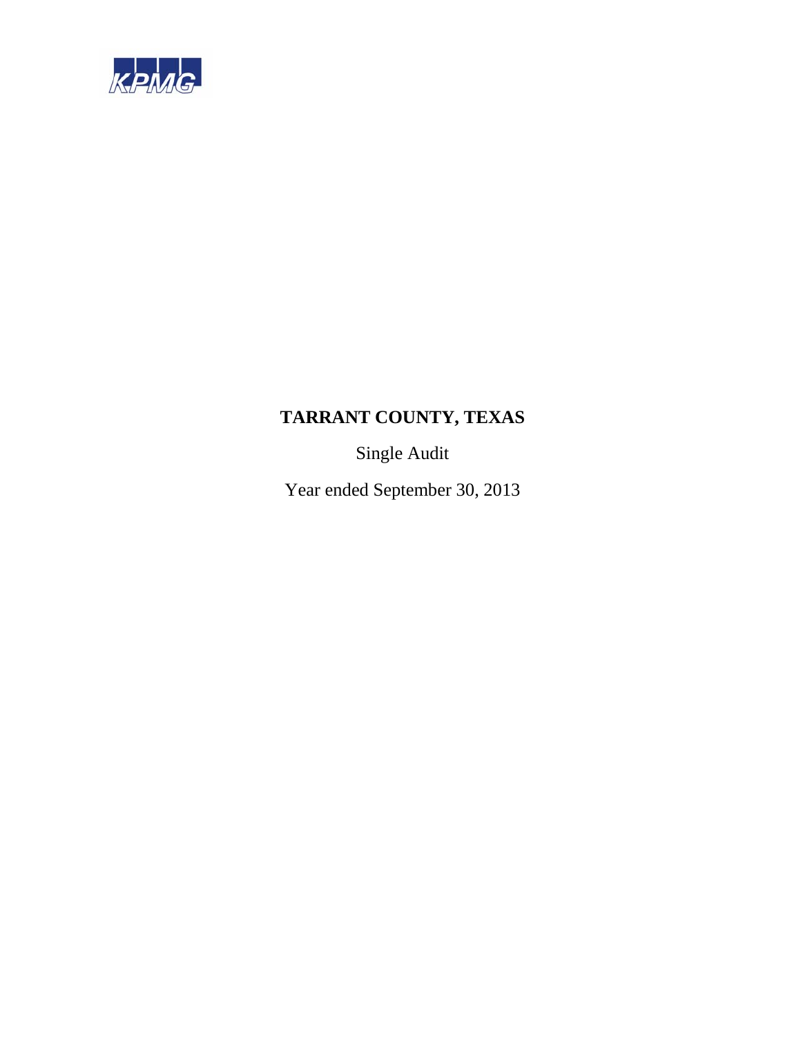KPMG

# TARRANT COUNTY, TEXAS

Single Audit

Year ended September 30, 2013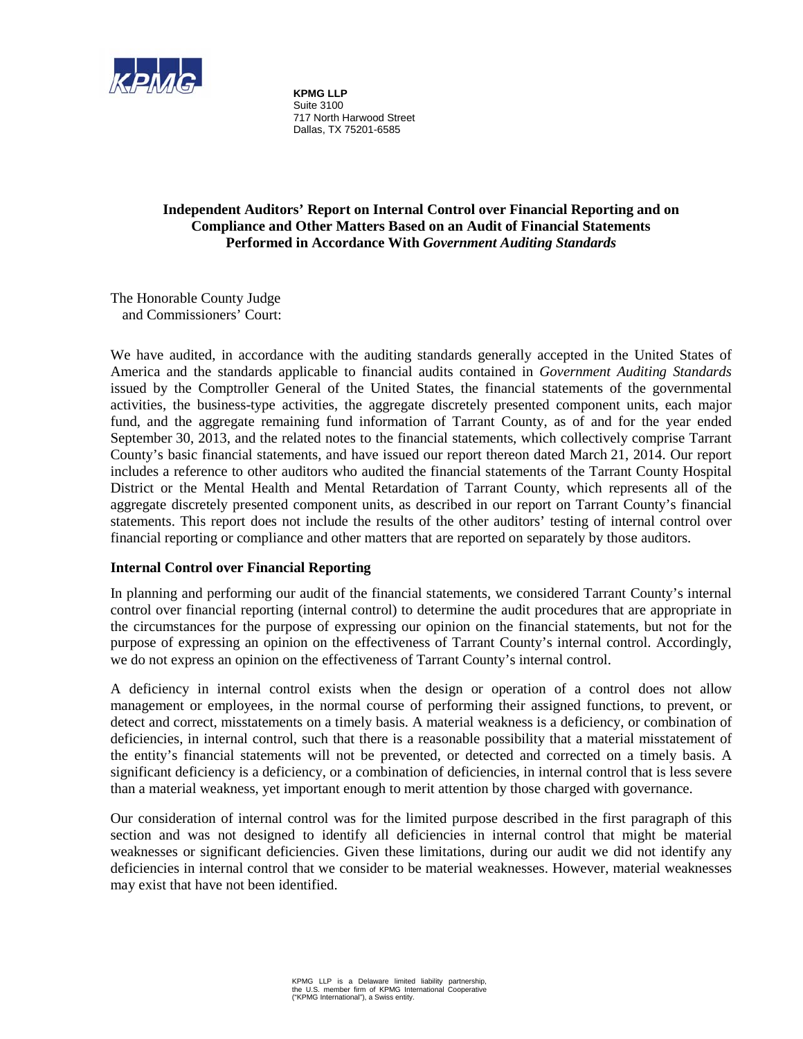**KPMG LLP**
Suite 3100
717 North Harwood Street
Dallas, TX 75201-6585

## Independent Auditors' Report on Internal Control over Financial Reporting and on Compliance and Other Matters Based on an Audit of Financial Statements Performed in Accordance With *Government Auditing Standards*

The Honorable County Judge
and Commissioners' Court:

We have audited, in accordance with the auditing standards generally accepted in the United States of America and the standards applicable to financial audits contained in *Government Auditing Standards* issued by the Comptroller General of the United States, the financial statements of the governmental activities, the business-type activities, the aggregate discretely presented component units, each major fund, and the aggregate remaining fund information of Tarrant County, as of and for the year ended September 30, 2013, and the related notes to the financial statements, which collectively comprise Tarrant County's basic financial statements, and have issued our report thereon dated March 21, 2014. Our report includes a reference to other auditors who audited the financial statements of the Tarrant County Hospital District or the Mental Health and Mental Retardation of Tarrant County, which represents all of the aggregate discretely presented component units, as described in our report on Tarrant County's financial statements. This report does not include the results of the other auditors' testing of internal control over financial reporting or compliance and other matters that are reported on separately by those auditors.

### Internal Control over Financial Reporting

In planning and performing our audit of the financial statements, we considered Tarrant County's internal control over financial reporting (internal control) to determine the audit procedures that are appropriate in the circumstances for the purpose of expressing our opinion on the financial statements, but not for the purpose of expressing an opinion on the effectiveness of Tarrant County's internal control. Accordingly, we do not express an opinion on the effectiveness of Tarrant County's internal control.

A deficiency in internal control exists when the design or operation of a control does not allow management or employees, in the normal course of performing their assigned functions, to prevent, or detect and correct, misstatements on a timely basis. A material weakness is a deficiency, or combination of deficiencies, in internal control, such that there is a reasonable possibility that a material misstatement of the entity's financial statements will not be prevented, or detected and corrected on a timely basis. A significant deficiency is a deficiency, or a combination of deficiencies, in internal control that is less severe than a material weakness, yet important enough to merit attention by those charged with governance.

Our consideration of internal control was for the limited purpose described in the first paragraph of this section and was not designed to identify all deficiencies in internal control that might be material weaknesses or significant deficiencies. Given these limitations, during our audit we did not identify any deficiencies in internal control that we consider to be material weaknesses. However, material weaknesses may exist that have not been identified.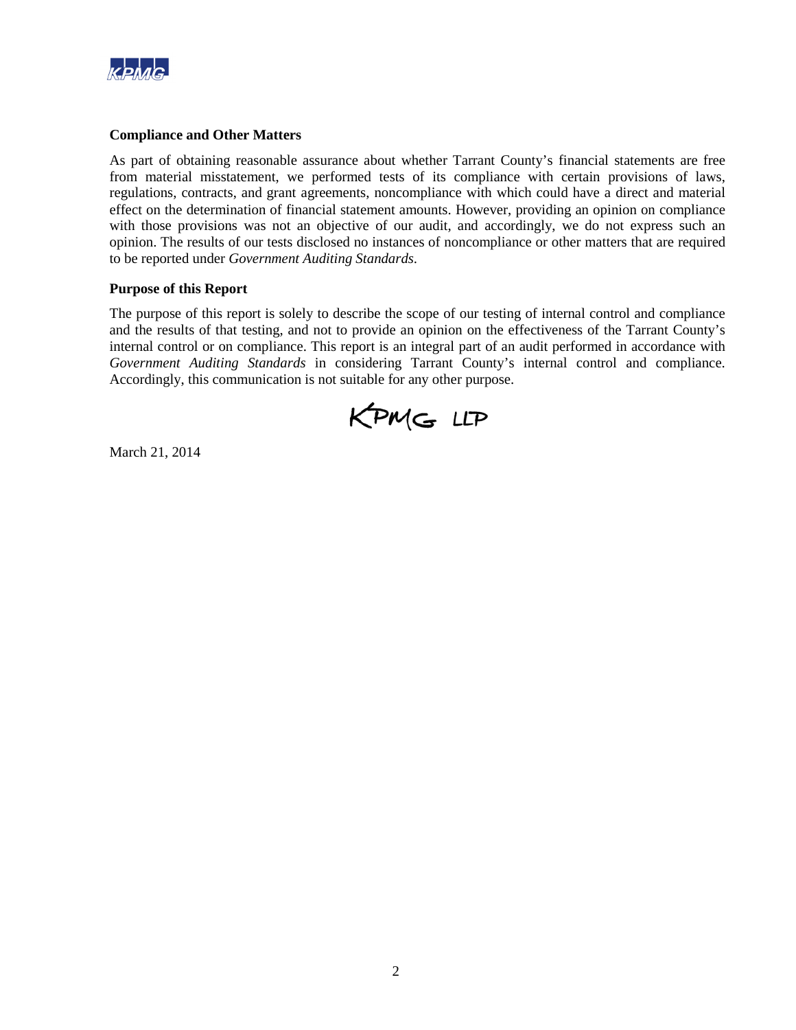**Compliance and Other Matters**

As part of obtaining reasonable assurance about whether Tarrant County's financial statements are free from material misstatement, we performed tests of its compliance with certain provisions of laws, regulations, contracts, and grant agreements, noncompliance with which could have a direct and material effect on the determination of financial statement amounts. However, providing an opinion on compliance with those provisions was not an objective of our audit, and accordingly, we do not express such an opinion. The results of our tests disclosed no instances of noncompliance or other matters that are required to be reported under *Government Auditing Standards*.

**Purpose of this Report**

The purpose of this report is solely to describe the scope of our testing of internal control and compliance and the results of that testing, and not to provide an opinion on the effectiveness of the Tarrant County's internal control or on compliance. This report is an integral part of an audit performed in accordance with *Government Auditing Standards* in considering Tarrant County's internal control and compliance. Accordingly, this communication is not suitable for any other purpose.

KPMG LLP

March 21, 2014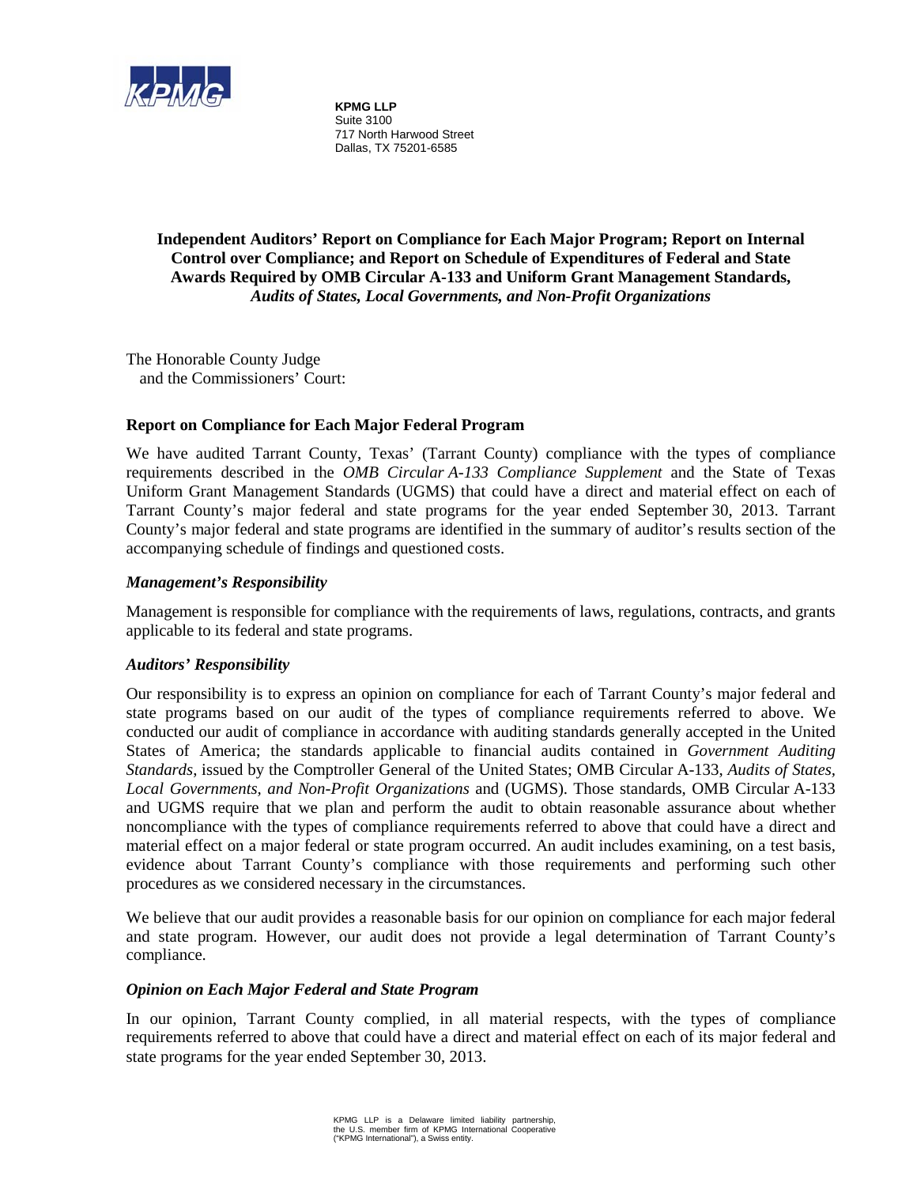**KPMG LLP**
Suite 3100
717 North Harwood Street
Dallas, TX 75201-6585

## Independent Auditors' Report on Compliance for Each Major Program; Report on Internal Control over Compliance; and Report on Schedule of Expenditures of Federal and State Awards Required by OMB Circular A-133 and Uniform Grant Management Standards, *Audits of States, Local Governments, and Non-Profit Organizations*

The Honorable County Judge
and the Commissioners' Court:

### Report on Compliance for Each Major Federal Program

We have audited Tarrant County, Texas' (Tarrant County) compliance with the types of compliance requirements described in the *OMB Circular A-133 Compliance Supplement* and the State of Texas Uniform Grant Management Standards (UGMS) that could have a direct and material effect on each of Tarrant County's major federal and state programs for the year ended September 30, 2013. Tarrant County's major federal and state programs are identified in the summary of auditor's results section of the accompanying schedule of findings and questioned costs.

#### *Management's Responsibility*

Management is responsible for compliance with the requirements of laws, regulations, contracts, and grants applicable to its federal and state programs.

#### *Auditors' Responsibility*

Our responsibility is to express an opinion on compliance for each of Tarrant County's major federal and state programs based on our audit of the types of compliance requirements referred to above. We conducted our audit of compliance in accordance with auditing standards generally accepted in the United States of America; the standards applicable to financial audits contained in *Government Auditing Standards*, issued by the Comptroller General of the United States; OMB Circular A-133, *Audits of States, Local Governments, and Non-Profit Organizations* and (UGMS). Those standards, OMB Circular A-133 and UGMS require that we plan and perform the audit to obtain reasonable assurance about whether noncompliance with the types of compliance requirements referred to above that could have a direct and material effect on a major federal or state program occurred. An audit includes examining, on a test basis, evidence about Tarrant County's compliance with those requirements and performing such other procedures as we considered necessary in the circumstances.

We believe that our audit provides a reasonable basis for our opinion on compliance for each major federal and state program. However, our audit does not provide a legal determination of Tarrant County's compliance.

#### *Opinion on Each Major Federal and State Program*

In our opinion, Tarrant County complied, in all material respects, with the types of compliance requirements referred to above that could have a direct and material effect on each of its major federal and state programs for the year ended September 30, 2013.

KPMG LLP is a Delaware limited liability partnership, the U.S. member firm of KPMG International Cooperative ("KPMG International"), a Swiss entity.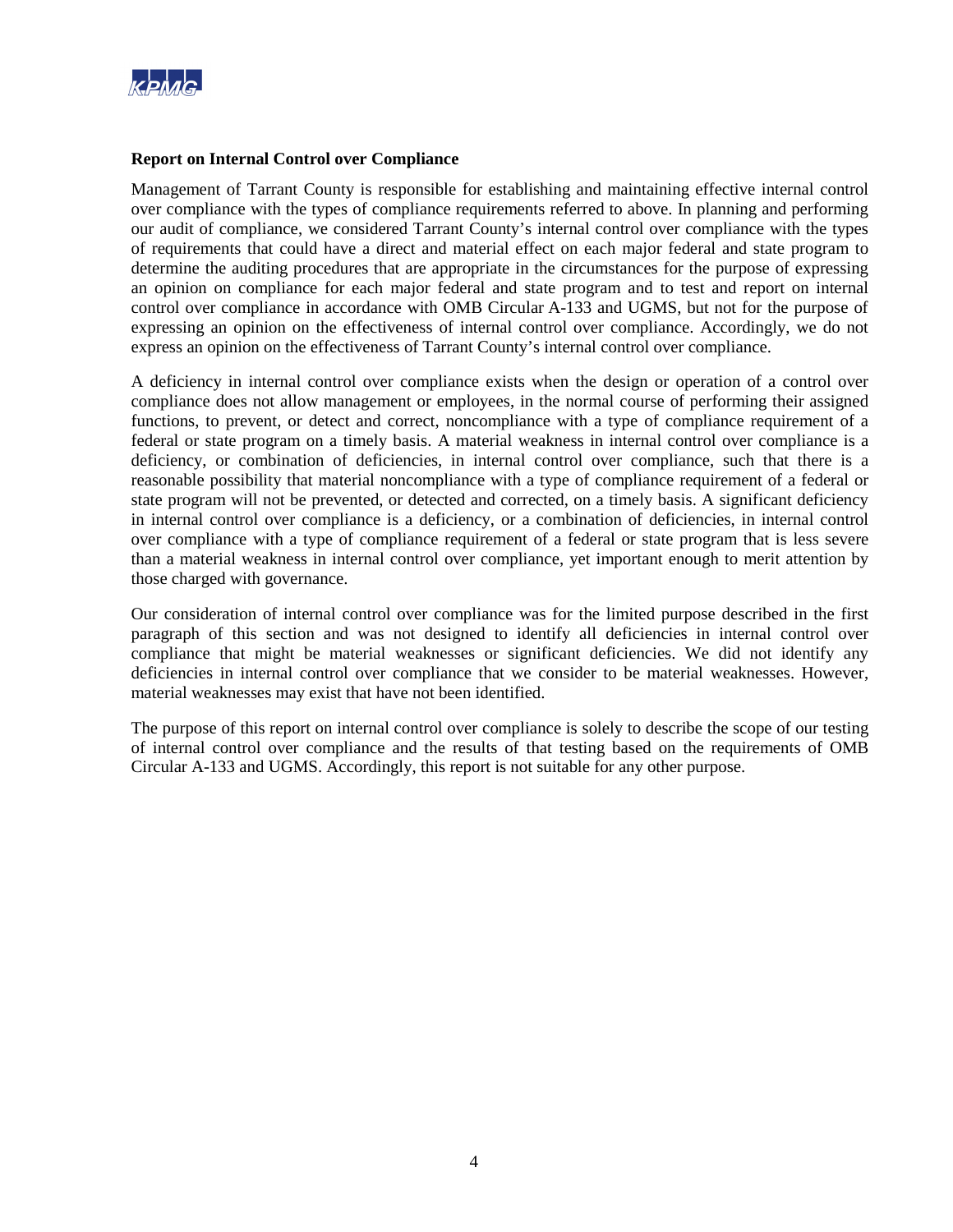### Report on Internal Control over Compliance

Management of Tarrant County is responsible for establishing and maintaining effective internal control over compliance with the types of compliance requirements referred to above. In planning and performing our audit of compliance, we considered Tarrant County's internal control over compliance with the types of requirements that could have a direct and material effect on each major federal and state program to determine the auditing procedures that are appropriate in the circumstances for the purpose of expressing an opinion on compliance for each major federal and state program and to test and report on internal control over compliance in accordance with OMB Circular A-133 and UGMS, but not for the purpose of expressing an opinion on the effectiveness of internal control over compliance. Accordingly, we do not express an opinion on the effectiveness of Tarrant County's internal control over compliance.

A deficiency in internal control over compliance exists when the design or operation of a control over compliance does not allow management or employees, in the normal course of performing their assigned functions, to prevent, or detect and correct, noncompliance with a type of compliance requirement of a federal or state program on a timely basis. A material weakness in internal control over compliance is a deficiency, or combination of deficiencies, in internal control over compliance, such that there is a reasonable possibility that material noncompliance with a type of compliance requirement of a federal or state program will not be prevented, or detected and corrected, on a timely basis. A significant deficiency in internal control over compliance is a deficiency, or a combination of deficiencies, in internal control over compliance with a type of compliance requirement of a federal or state program that is less severe than a material weakness in internal control over compliance, yet important enough to merit attention by those charged with governance.

Our consideration of internal control over compliance was for the limited purpose described in the first paragraph of this section and was not designed to identify all deficiencies in internal control over compliance that might be material weaknesses or significant deficiencies. We did not identify any deficiencies in internal control over compliance that we consider to be material weaknesses. However, material weaknesses may exist that have not been identified.

The purpose of this report on internal control over compliance is solely to describe the scope of our testing of internal control over compliance and the results of that testing based on the requirements of OMB Circular A-133 and UGMS. Accordingly, this report is not suitable for any other purpose.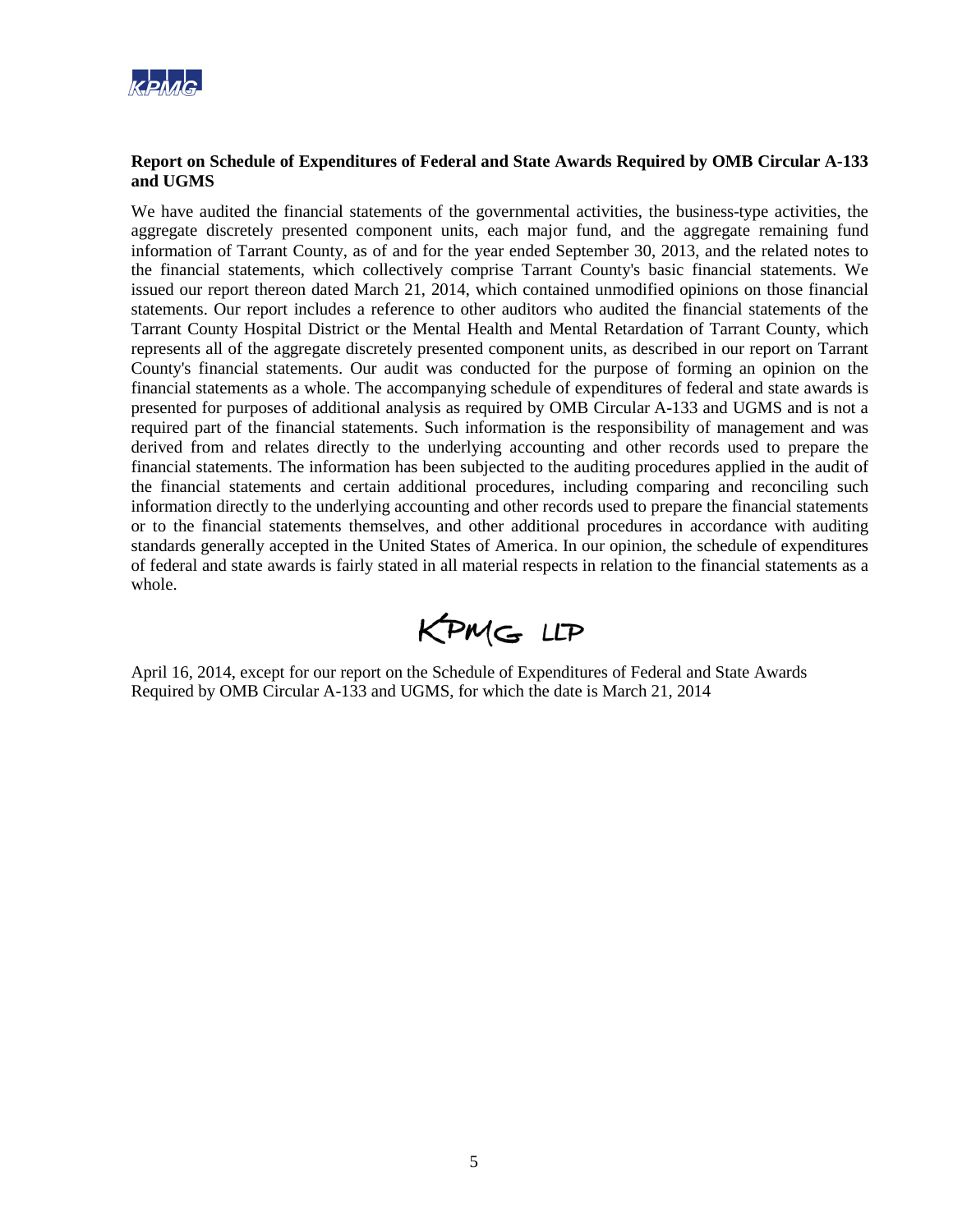**Report on Schedule of Expenditures of Federal and State Awards Required by OMB Circular A-133 and UGMS**

We have audited the financial statements of the governmental activities, the business-type activities, the aggregate discretely presented component units, each major fund, and the aggregate remaining fund information of Tarrant County, as of and for the year ended September 30, 2013, and the related notes to the financial statements, which collectively comprise Tarrant County's basic financial statements. We issued our report thereon dated March 21, 2014, which contained unmodified opinions on those financial statements. Our report includes a reference to other auditors who audited the financial statements of the Tarrant County Hospital District or the Mental Health and Mental Retardation of Tarrant County, which represents all of the aggregate discretely presented component units, as described in our report on Tarrant County's financial statements. Our audit was conducted for the purpose of forming an opinion on the financial statements as a whole. The accompanying schedule of expenditures of federal and state awards is presented for purposes of additional analysis as required by OMB Circular A-133 and UGMS and is not a required part of the financial statements. Such information is the responsibility of management and was derived from and relates directly to the underlying accounting and other records used to prepare the financial statements. The information has been subjected to the auditing procedures applied in the audit of the financial statements and certain additional procedures, including comparing and reconciling such information directly to the underlying accounting and other records used to prepare the financial statements or to the financial statements themselves, and other additional procedures in accordance with auditing standards generally accepted in the United States of America. In our opinion, the schedule of expenditures of federal and state awards is fairly stated in all material respects in relation to the financial statements as a whole.

KPMG LLP

April 16, 2014, except for our report on the Schedule of Expenditures of Federal and State Awards Required by OMB Circular A-133 and UGMS, for which the date is March 21, 2014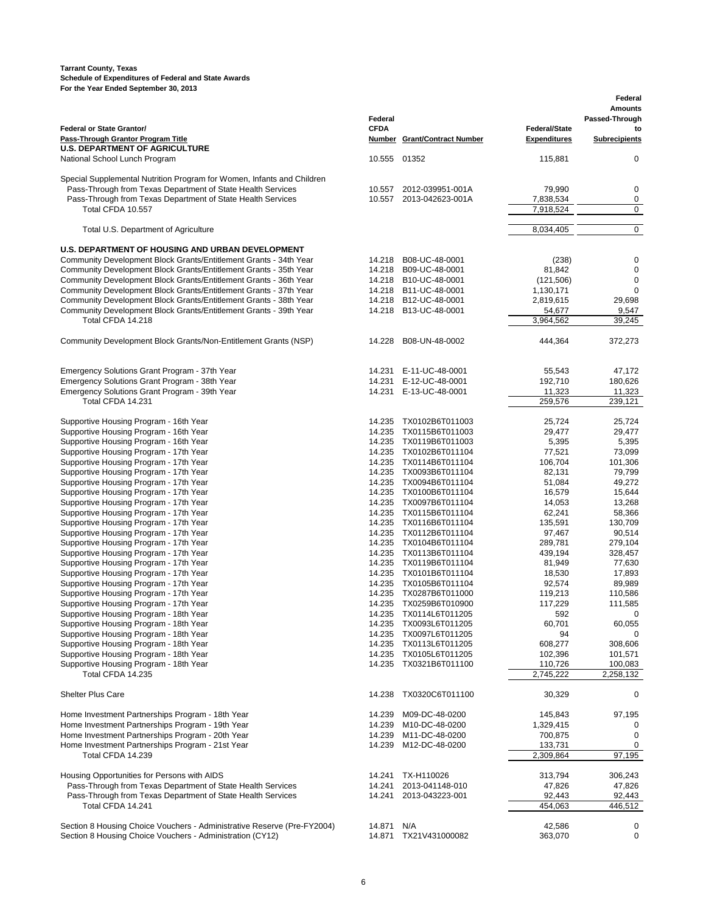**Tarrant County, Texas**
**Schedule of Expenditures of Federal and State Awards**
**For the Year Ended September 30, 2013**

| Federal or State Grantor/ Pass-Through Grantor Program Title | Federal CFDA Number | Grant/Contract Number | Federal/State Expenditures | Federal Amounts Passed-Through to Subrecipients |
|---|---|---|---|---|
| **U.S. DEPARTMENT OF AGRICULTURE** | | | | |
| National School Lunch Program | 10.555 | 01352 | 115,881 | 0 |
| | | | | |
| Special Supplemental Nutrition Program for Women, Infants and Children | | | | |
| Pass-Through from Texas Department of State Health Services | 10.557 | 2012-039951-001A | 79,990 | 0 |
| Pass-Through from Texas Department of State Health Services | 10.557 | 2013-042623-001A | 7,838,534 | 0 |
| Total CFDA 10.557 | | | 7,918,524 | 0 |
| | | | | |
| Total U.S. Department of Agriculture | | | 8,034,405 | 0 |
| | | | | |
| **U.S. DEPARTMENT OF HOUSING AND URBAN DEVELOPMENT** | | | | |
| Community Development Block Grants/Entitlement Grants - 34th Year | 14.218 | B08-UC-48-0001 | (238) | 0 |
| Community Development Block Grants/Entitlement Grants - 35th Year | 14.218 | B09-UC-48-0001 | 81,842 | 0 |
| Community Development Block Grants/Entitlement Grants - 36th Year | 14.218 | B10-UC-48-0001 | (121,506) | 0 |
| Community Development Block Grants/Entitlement Grants - 37th Year | 14.218 | B11-UC-48-0001 | 1,130,171 | 0 |
| Community Development Block Grants/Entitlement Grants - 38th Year | 14.218 | B12-UC-48-0001 | 2,819,615 | 29,698 |
| Community Development Block Grants/Entitlement Grants - 39th Year | 14.218 | B13-UC-48-0001 | 54,677 | 9,547 |
| Total CFDA 14.218 | | | 3,964,562 | 39,245 |
| | | | | |
| Community Development Block Grants/Non-Entitlement Grants (NSP) | 14.228 | B08-UN-48-0002 | 444,364 | 372,273 |
| | | | | |
| Emergency Solutions Grant Program - 37th Year | 14.231 | E-11-UC-48-0001 | 55,543 | 47,172 |
| Emergency Solutions Grant Program - 38th Year | 14.231 | E-12-UC-48-0001 | 192,710 | 180,626 |
| Emergency Solutions Grant Program - 39th Year | 14.231 | E-13-UC-48-0001 | 11,323 | 11,323 |
| Total CFDA 14.231 | | | 259,576 | 239,121 |
| | | | | |
| Supportive Housing Program - 16th Year | 14.235 | TX0102B6T011003 | 25,724 | 25,724 |
| Supportive Housing Program - 16th Year | 14.235 | TX0115B6T011003 | 29,477 | 29,477 |
| Supportive Housing Program - 16th Year | 14.235 | TX0119B6T011003 | 5,395 | 5,395 |
| Supportive Housing Program - 17th Year | 14.235 | TX0102B6T011104 | 77,521 | 73,099 |
| Supportive Housing Program - 17th Year | 14.235 | TX0114B6T011104 | 106,704 | 101,306 |
| Supportive Housing Program - 17th Year | 14.235 | TX0093B6T011104 | 82,131 | 79,799 |
| Supportive Housing Program - 17th Year | 14.235 | TX0094B6T011104 | 51,084 | 49,272 |
| Supportive Housing Program - 17th Year | 14.235 | TX0100B6T011104 | 16,579 | 15,644 |
| Supportive Housing Program - 17th Year | 14.235 | TX0097B6T011104 | 14,053 | 13,268 |
| Supportive Housing Program - 17th Year | 14.235 | TX0115B6T011104 | 62,241 | 58,366 |
| Supportive Housing Program - 17th Year | 14.235 | TX0116B6T011104 | 135,591 | 130,709 |
| Supportive Housing Program - 17th Year | 14.235 | TX0112B6T011104 | 97,467 | 90,514 |
| Supportive Housing Program - 17th Year | 14.235 | TX0104B6T011104 | 289,781 | 279,104 |
| Supportive Housing Program - 17th Year | 14.235 | TX0113B6T011104 | 439,194 | 328,457 |
| Supportive Housing Program - 17th Year | 14.235 | TX0119B6T011104 | 81,949 | 77,630 |
| Supportive Housing Program - 17th Year | 14.235 | TX0101B6T011104 | 18,530 | 17,893 |
| Supportive Housing Program - 17th Year | 14.235 | TX0105B6T011104 | 92,574 | 89,989 |
| Supportive Housing Program - 17th Year | 14.235 | TX0287B6T011000 | 119,213 | 110,586 |
| Supportive Housing Program - 17th Year | 14.235 | TX0259B6T010900 | 117,229 | 111,585 |
| Supportive Housing Program - 18th Year | 14.235 | TX0114L6T011205 | 592 | 0 |
| Supportive Housing Program - 18th Year | 14.235 | TX0093L6T011205 | 60,701 | 60,055 |
| Supportive Housing Program - 18th Year | 14.235 | TX0097L6T011205 | 94 | 0 |
| Supportive Housing Program - 18th Year | 14.235 | TX0113L6T011205 | 608,277 | 308,606 |
| Supportive Housing Program - 18th Year | 14.235 | TX0105L6T011205 | 102,396 | 101,571 |
| Supportive Housing Program - 18th Year | 14.235 | TX0321B6T011100 | 110,726 | 100,083 |
| Total CFDA 14.235 | | | 2,745,222 | 2,258,132 |
| | | | | |
| Shelter Plus Care | 14.238 | TX0320C6T011100 | 30,329 | 0 |
| | | | | |
| Home Investment Partnerships Program - 18th Year | 14.239 | M09-DC-48-0200 | 145,843 | 97,195 |
| Home Investment Partnerships Program - 19th Year | 14.239 | M10-DC-48-0200 | 1,329,415 | 0 |
| Home Investment Partnerships Program - 20th Year | 14.239 | M11-DC-48-0200 | 700,875 | 0 |
| Home Investment Partnerships Program - 21st Year | 14.239 | M12-DC-48-0200 | 133,731 | 0 |
| Total CFDA 14.239 | | | 2,309,864 | 97,195 |
| | | | | |
| Housing Opportunities for Persons with AIDS | 14.241 | TX-H110026 | 313,794 | 306,243 |
| Pass-Through from Texas Department of State Health Services | 14.241 | 2013-041148-010 | 47,826 | 47,826 |
| Pass-Through from Texas Department of State Health Services | 14.241 | 2013-043223-001 | 92,443 | 92,443 |
| Total CFDA 14.241 | | | 454,063 | 446,512 |
| | | | | |
| Section 8 Housing Choice Vouchers - Administrative Reserve (Pre-FY2004) | 14.871 | N/A | 42,586 | 0 |
| Section 8 Housing Choice Vouchers - Administration (CY12) | 14.871 | TX21V431000082 | 363,070 | 0 |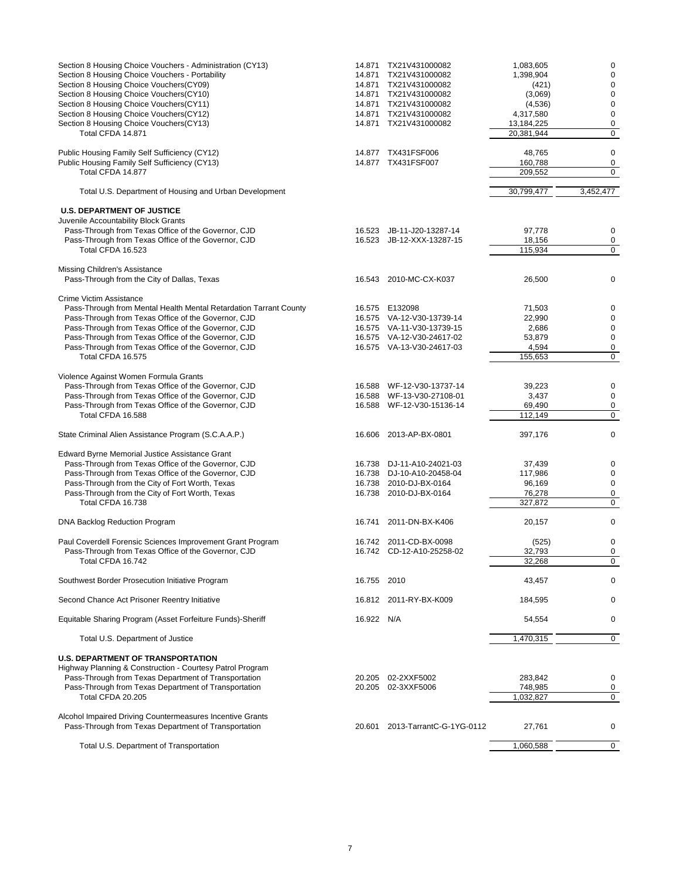| | | | | |
|---|---|---|---|---|
| Section 8 Housing Choice Vouchers - Administration (CY13) | 14.871 | TX21V431000082 | 1,083,605 | 0 |
| Section 8 Housing Choice Vouchers - Portability | 14.871 | TX21V431000082 | 1,398,904 | 0 |
| Section 8 Housing Choice Vouchers(CY09) | 14.871 | TX21V431000082 | (421) | 0 |
| Section 8 Housing Choice Vouchers(CY10) | 14.871 | TX21V431000082 | (3,069) | 0 |
| Section 8 Housing Choice Vouchers(CY11) | 14.871 | TX21V431000082 | (4,536) | 0 |
| Section 8 Housing Choice Vouchers(CY12) | 14.871 | TX21V431000082 | 4,317,580 | 0 |
| Section 8 Housing Choice Vouchers(CY13) | 14.871 | TX21V431000082 | 13,184,225 | 0 |
| Total CFDA 14.871 | | | 20,381,944 | 0 |
| | | | | |
| Public Housing Family Self Sufficiency (CY12) | 14.877 | TX431FSF006 | 48,765 | 0 |
| Public Housing Family Self Sufficiency (CY13) | 14.877 | TX431FSF007 | 160,788 | 0 |
| Total CFDA 14.877 | | | 209,552 | 0 |
| | | | | |
| Total U.S. Department of Housing and Urban Development | | | 30,799,477 | 3,452,477 |
| | | | | |
| **U.S. DEPARTMENT OF JUSTICE** | | | | |
| Juvenile Accountability Block Grants | | | | |
| Pass-Through from Texas Office of the Governor, CJD | 16.523 | JB-11-J20-13287-14 | 97,778 | 0 |
| Pass-Through from Texas Office of the Governor, CJD | 16.523 | JB-12-XXX-13287-15 | 18,156 | 0 |
| Total CFDA 16.523 | | | 115,934 | 0 |
| | | | | |
| Missing Children's Assistance | | | | |
| Pass-Through from the City of Dallas, Texas | 16.543 | 2010-MC-CX-K037 | 26,500 | 0 |
| | | | | |
| Crime Victim Assistance | | | | |
| Pass-Through from Mental Health Mental Retardation Tarrant County | 16.575 | E132098 | 71,503 | 0 |
| Pass-Through from Texas Office of the Governor, CJD | 16.575 | VA-12-V30-13739-14 | 22,990 | 0 |
| Pass-Through from Texas Office of the Governor, CJD | 16.575 | VA-11-V30-13739-15 | 2,686 | 0 |
| Pass-Through from Texas Office of the Governor, CJD | 16.575 | VA-12-V30-24617-02 | 53,879 | 0 |
| Pass-Through from Texas Office of the Governor, CJD | 16.575 | VA-13-V30-24617-03 | 4,594 | 0 |
| Total CFDA 16.575 | | | 155,653 | 0 |
| | | | | |
| Violence Against Women Formula Grants | | | | |
| Pass-Through from Texas Office of the Governor, CJD | 16.588 | WF-12-V30-13737-14 | 39,223 | 0 |
| Pass-Through from Texas Office of the Governor, CJD | 16.588 | WF-13-V30-27108-01 | 3,437 | 0 |
| Pass-Through from Texas Office of the Governor, CJD | 16.588 | WF-12-V30-15136-14 | 69,490 | 0 |
| Total CFDA 16.588 | | | 112,149 | 0 |
| | | | | |
| State Criminal Alien Assistance Program (S.C.A.A.P.) | 16.606 | 2013-AP-BX-0801 | 397,176 | 0 |
| | | | | |
| Edward Byrne Memorial Justice Assistance Grant | | | | |
| Pass-Through from Texas Office of the Governor, CJD | 16.738 | DJ-11-A10-24021-03 | 37,439 | 0 |
| Pass-Through from Texas Office of the Governor, CJD | 16.738 | DJ-10-A10-20458-04 | 117,986 | 0 |
| Pass-Through from the City of Fort Worth, Texas | 16.738 | 2010-DJ-BX-0164 | 96,169 | 0 |
| Pass-Through from the City of Fort Worth, Texas | 16.738 | 2010-DJ-BX-0164 | 76,278 | 0 |
| Total CFDA 16.738 | | | 327,872 | 0 |
| | | | | |
| DNA Backlog Reduction Program | 16.741 | 2011-DN-BX-K406 | 20,157 | 0 |
| | | | | |
| Paul Coverdell Forensic Sciences Improvement Grant Program | 16.742 | 2011-CD-BX-0098 | (525) | 0 |
| Pass-Through from Texas Office of the Governor, CJD | 16.742 | CD-12-A10-25258-02 | 32,793 | 0 |
| Total CFDA 16.742 | | | 32,268 | 0 |
| | | | | |
| Southwest Border Prosecution Initiative Program | 16.755 | 2010 | 43,457 | 0 |
| | | | | |
| Second Chance Act Prisoner Reentry Initiative | 16.812 | 2011-RY-BX-K009 | 184,595 | 0 |
| | | | | |
| Equitable Sharing Program (Asset Forfeiture Funds)-Sheriff | 16.922 | N/A | 54,554 | 0 |
| | | | | |
| Total U.S. Department of Justice | | | 1,470,315 | 0 |
| | | | | |
| **U.S. DEPARTMENT OF TRANSPORTATION** | | | | |
| Highway Planning & Construction - Courtesy Patrol Program | | | | |
| Pass-Through from Texas Department of Transportation | 20.205 | 02-2XXF5002 | 283,842 | 0 |
| Pass-Through from Texas Department of Transportation | 20.205 | 02-3XXF5006 | 748,985 | 0 |
| Total CFDA 20.205 | | | 1,032,827 | 0 |
| | | | | |
| Alcohol Impaired Driving Countermeasures Incentive Grants | | | | |
| Pass-Through from Texas Department of Transportation | 20.601 | 2013-TarrantC-G-1YG-0112 | 27,761 | 0 |
| | | | | |
| Total U.S. Department of Transportation | | | 1,060,588 | 0 |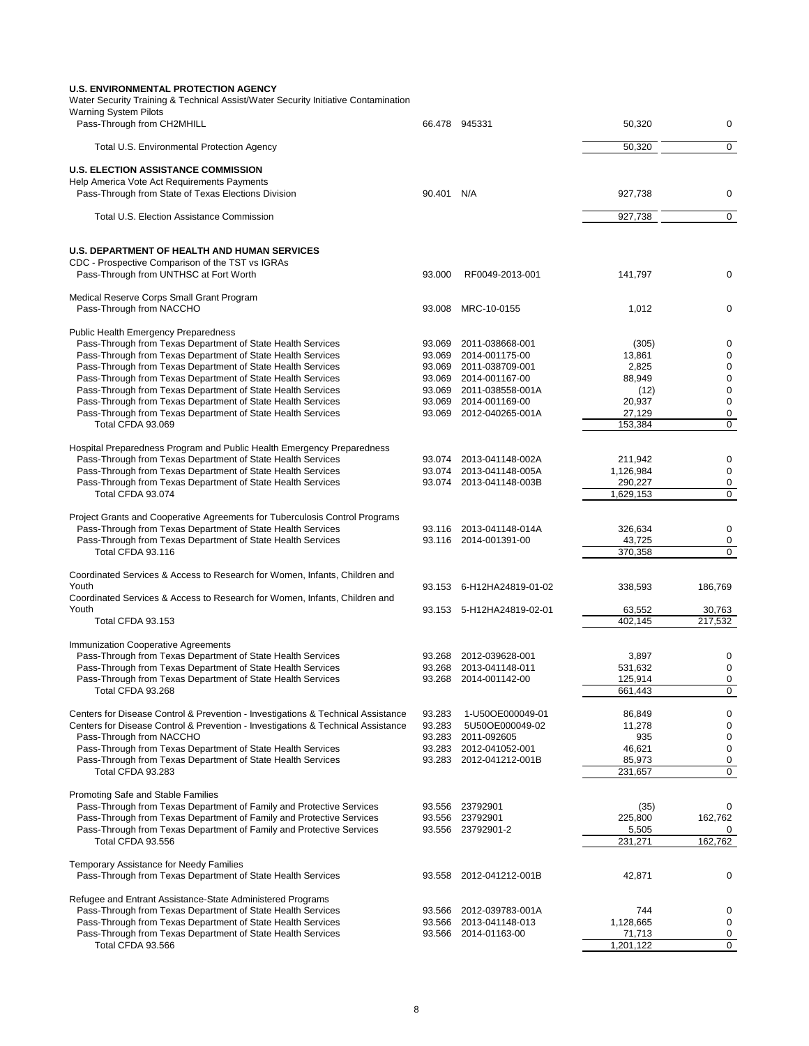| Program / Pass-Through Entity | CFDA | Grant Number | Amount | Passed Through to Subrecipients |
|---|---|---|---|---|
| **U.S. ENVIRONMENTAL PROTECTION AGENCY** | | | | |
| Water Security Training & Technical Assist/Water Security Initiative Contamination Warning System Pilots | | | | |
| Pass-Through from CH2MHILL | 66.478 | 945331 | 50,320 | 0 |
| Total U.S. Environmental Protection Agency | | | 50,320 | 0 |
| **U.S. ELECTION ASSISTANCE COMMISSION** | | | | |
| Help America Vote Act Requirements Payments | | | | |
| Pass-Through from State of Texas Elections Division | 90.401 | N/A | 927,738 | 0 |
| Total U.S. Election Assistance Commission | | | 927,738 | 0 |
| **U.S. DEPARTMENT OF HEALTH AND HUMAN SERVICES** | | | | |
| CDC - Prospective Comparison of the TST vs IGRAs | | | | |
| Pass-Through from UNTHSC at Fort Worth | 93.000 | RF0049-2013-001 | 141,797 | 0 |
| Medical Reserve Corps Small Grant Program | | | | |
| Pass-Through from NACCHO | 93.008 | MRC-10-0155 | 1,012 | 0 |
| Public Health Emergency Preparedness | | | | |
| Pass-Through from Texas Department of State Health Services | 93.069 | 2011-038668-001 | (305) | 0 |
| Pass-Through from Texas Department of State Health Services | 93.069 | 2014-001175-00 | 13,861 | 0 |
| Pass-Through from Texas Department of State Health Services | 93.069 | 2011-038709-001 | 2,825 | 0 |
| Pass-Through from Texas Department of State Health Services | 93.069 | 2014-001167-00 | 88,949 | 0 |
| Pass-Through from Texas Department of State Health Services | 93.069 | 2011-038558-001A | (12) | 0 |
| Pass-Through from Texas Department of State Health Services | 93.069 | 2014-001169-00 | 20,937 | 0 |
| Pass-Through from Texas Department of State Health Services | 93.069 | 2012-040265-001A | 27,129 | 0 |
| Total CFDA 93.069 | | | 153,384 | 0 |
| Hospital Preparedness Program and Public Health Emergency Preparedness | | | | |
| Pass-Through from Texas Department of State Health Services | 93.074 | 2013-041148-002A | 211,942 | 0 |
| Pass-Through from Texas Department of State Health Services | 93.074 | 2013-041148-005A | 1,126,984 | 0 |
| Pass-Through from Texas Department of State Health Services | 93.074 | 2013-041148-003B | 290,227 | 0 |
| Total CFDA 93.074 | | | 1,629,153 | 0 |
| Project Grants and Cooperative Agreements for Tuberculosis Control Programs | | | | |
| Pass-Through from Texas Department of State Health Services | 93.116 | 2013-041148-014A | 326,634 | 0 |
| Pass-Through from Texas Department of State Health Services | 93.116 | 2014-001391-00 | 43,725 | 0 |
| Total CFDA 93.116 | | | 370,358 | 0 |
| Coordinated Services & Access to Research for Women, Infants, Children and Youth | 93.153 | 6-H12HA24819-01-02 | 338,593 | 186,769 |
| Coordinated Services & Access to Research for Women, Infants, Children and Youth | 93.153 | 5-H12HA24819-02-01 | 63,552 | 30,763 |
| Total CFDA 93.153 | | | 402,145 | 217,532 |
| Immunization Cooperative Agreements | | | | |
| Pass-Through from Texas Department of State Health Services | 93.268 | 2012-039628-001 | 3,897 | 0 |
| Pass-Through from Texas Department of State Health Services | 93.268 | 2013-041148-011 | 531,632 | 0 |
| Pass-Through from Texas Department of State Health Services | 93.268 | 2014-001142-00 | 125,914 | 0 |
| Total CFDA 93.268 | | | 661,443 | 0 |
| Centers for Disease Control & Prevention - Investigations & Technical Assistance | 93.283 | 1-U50OE000049-01 | 86,849 | 0 |
| Centers for Disease Control & Prevention - Investigations & Technical Assistance | 93.283 | 5U50OE000049-02 | 11,278 | 0 |
| Pass-Through from NACCHO | 93.283 | 2011-092605 | 935 | 0 |
| Pass-Through from Texas Department of State Health Services | 93.283 | 2012-041052-001 | 46,621 | 0 |
| Pass-Through from Texas Department of State Health Services | 93.283 | 2012-041212-001B | 85,973 | 0 |
| Total CFDA 93.283 | | | 231,657 | 0 |
| Promoting Safe and Stable Families | | | | |
| Pass-Through from Texas Department of Family and Protective Services | 93.556 | 23792901 | (35) | 0 |
| Pass-Through from Texas Department of Family and Protective Services | 93.556 | 23792901 | 225,800 | 162,762 |
| Pass-Through from Texas Department of Family and Protective Services | 93.556 | 23792901-2 | 5,505 | 0 |
| Total CFDA 93.556 | | | 231,271 | 162,762 |
| Temporary Assistance for Needy Families | | | | |
| Pass-Through from Texas Department of State Health Services | 93.558 | 2012-041212-001B | 42,871 | 0 |
| Refugee and Entrant Assistance-State Administered Programs | | | | |
| Pass-Through from Texas Department of State Health Services | 93.566 | 2012-039783-001A | 744 | 0 |
| Pass-Through from Texas Department of State Health Services | 93.566 | 2013-041148-013 | 1,128,665 | 0 |
| Pass-Through from Texas Department of State Health Services | 93.566 | 2014-01163-00 | 71,713 | 0 |
| Total CFDA 93.566 | | | 1,201,122 | 0 |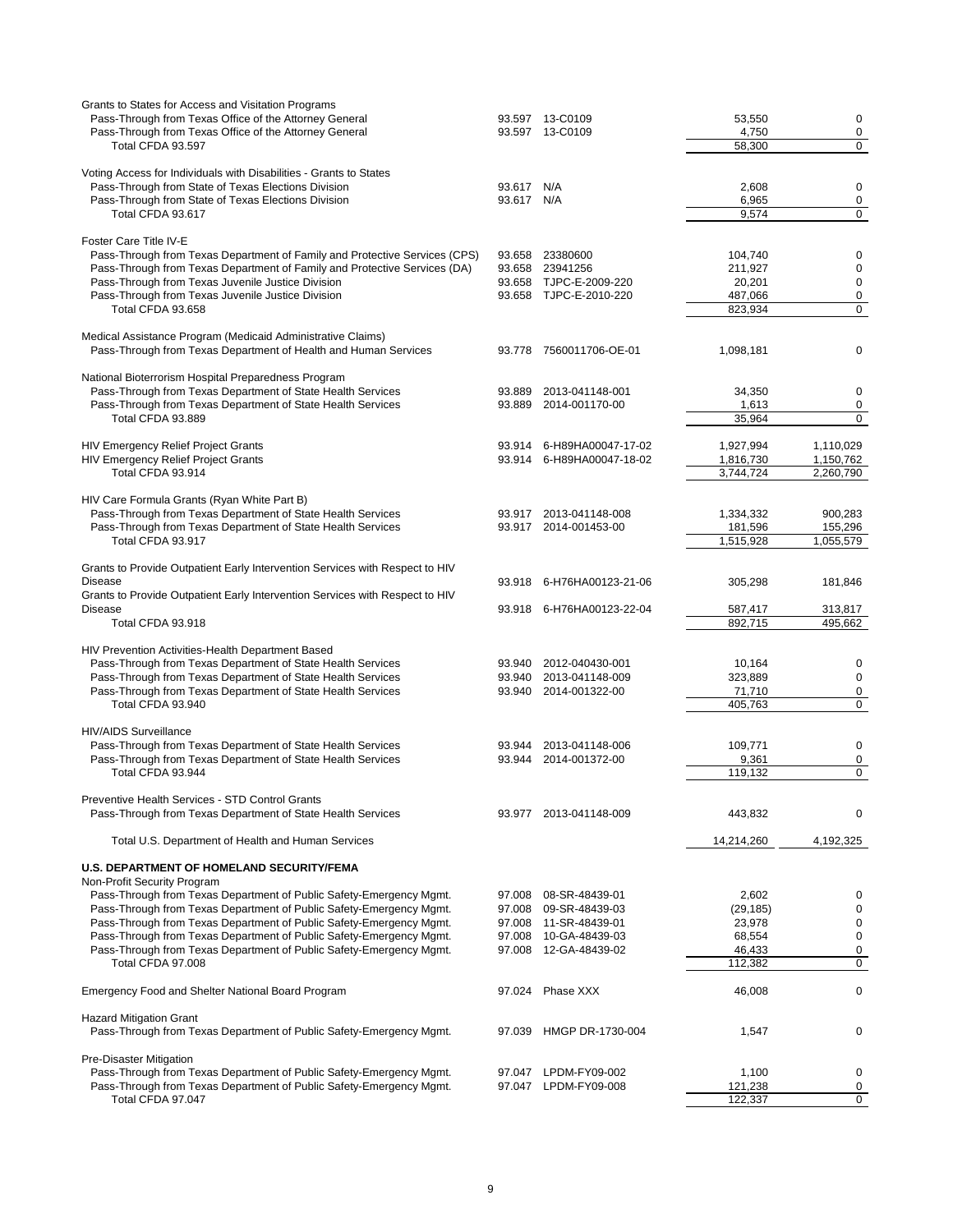| Program / Pass-Through | CFDA | Grant Number | Expenditures | Passed Through to Subrecipients |
|---|---|---|---|---|
| Grants to States for Access and Visitation Programs | | | | |
| Pass-Through from Texas Office of the Attorney General | 93.597 | 13-C0109 | 53,550 | 0 |
| Pass-Through from Texas Office of the Attorney General | 93.597 | 13-C0109 | 4,750 | 0 |
| Total CFDA 93.597 | | | 58,300 | 0 |
| Voting Access for Individuals with Disabilities - Grants to States | | | | |
| Pass-Through from State of Texas Elections Division | 93.617 | N/A | 2,608 | 0 |
| Pass-Through from State of Texas Elections Division | 93.617 | N/A | 6,965 | 0 |
| Total CFDA 93.617 | | | 9,574 | 0 |
| Foster Care Title IV-E | | | | |
| Pass-Through from Texas Department of Family and Protective Services (CPS) | 93.658 | 23380600 | 104,740 | 0 |
| Pass-Through from Texas Department of Family and Protective Services (DA) | 93.658 | 23941256 | 211,927 | 0 |
| Pass-Through from Texas Juvenile Justice Division | 93.658 | TJPC-E-2009-220 | 20,201 | 0 |
| Pass-Through from Texas Juvenile Justice Division | 93.658 | TJPC-E-2010-220 | 487,066 | 0 |
| Total CFDA 93.658 | | | 823,934 | 0 |
| Medical Assistance Program (Medicaid Administrative Claims) | | | | |
| Pass-Through from Texas Department of Health and Human Services | 93.778 | 7560011706-OE-01 | 1,098,181 | 0 |
| National Bioterrorism Hospital Preparedness Program | | | | |
| Pass-Through from Texas Department of State Health Services | 93.889 | 2013-041148-001 | 34,350 | 0 |
| Pass-Through from Texas Department of State Health Services | 93.889 | 2014-001170-00 | 1,613 | 0 |
| Total CFDA 93.889 | | | 35,964 | 0 |
| HIV Emergency Relief Project Grants | 93.914 | 6-H89HA00047-17-02 | 1,927,994 | 1,110,029 |
| HIV Emergency Relief Project Grants | 93.914 | 6-H89HA00047-18-02 | 1,816,730 | 1,150,762 |
| Total CFDA 93.914 | | | 3,744,724 | 2,260,790 |
| HIV Care Formula Grants (Ryan White Part B) | | | | |
| Pass-Through from Texas Department of State Health Services | 93.917 | 2013-041148-008 | 1,334,332 | 900,283 |
| Pass-Through from Texas Department of State Health Services | 93.917 | 2014-001453-00 | 181,596 | 155,296 |
| Total CFDA 93.917 | | | 1,515,928 | 1,055,579 |
| Grants to Provide Outpatient Early Intervention Services with Respect to HIV Disease | 93.918 | 6-H76HA00123-21-06 | 305,298 | 181,846 |
| Grants to Provide Outpatient Early Intervention Services with Respect to HIV Disease | 93.918 | 6-H76HA00123-22-04 | 587,417 | 313,817 |
| Total CFDA 93.918 | | | 892,715 | 495,662 |
| HIV Prevention Activities-Health Department Based | | | | |
| Pass-Through from Texas Department of State Health Services | 93.940 | 2012-040430-001 | 10,164 | 0 |
| Pass-Through from Texas Department of State Health Services | 93.940 | 2013-041148-009 | 323,889 | 0 |
| Pass-Through from Texas Department of State Health Services | 93.940 | 2014-001322-00 | 71,710 | 0 |
| Total CFDA 93.940 | | | 405,763 | 0 |
| HIV/AIDS Surveillance | | | | |
| Pass-Through from Texas Department of State Health Services | 93.944 | 2013-041148-006 | 109,771 | 0 |
| Pass-Through from Texas Department of State Health Services | 93.944 | 2014-001372-00 | 9,361 | 0 |
| Total CFDA 93.944 | | | 119,132 | 0 |
| Preventive Health Services - STD Control Grants | | | | |
| Pass-Through from Texas Department of State Health Services | 93.977 | 2013-041148-009 | 443,832 | 0 |
| Total U.S. Department of Health and Human Services | | | 14,214,260 | 4,192,325 |
| **U.S. DEPARTMENT OF HOMELAND SECURITY/FEMA** | | | | |
| Non-Profit Security Program | | | | |
| Pass-Through from Texas Department of Public Safety-Emergency Mgmt. | 97.008 | 08-SR-48439-01 | 2,602 | 0 |
| Pass-Through from Texas Department of Public Safety-Emergency Mgmt. | 97.008 | 09-SR-48439-03 | (29,185) | 0 |
| Pass-Through from Texas Department of Public Safety-Emergency Mgmt. | 97.008 | 11-SR-48439-01 | 23,978 | 0 |
| Pass-Through from Texas Department of Public Safety-Emergency Mgmt. | 97.008 | 10-GA-48439-03 | 68,554 | 0 |
| Pass-Through from Texas Department of Public Safety-Emergency Mgmt. | 97.008 | 12-GA-48439-02 | 46,433 | 0 |
| Total CFDA 97.008 | | | 112,382 | 0 |
| Emergency Food and Shelter National Board Program | 97.024 | Phase XXX | 46,008 | 0 |
| Hazard Mitigation Grant | | | | |
| Pass-Through from Texas Department of Public Safety-Emergency Mgmt. | 97.039 | HMGP DR-1730-004 | 1,547 | 0 |
| Pre-Disaster Mitigation | | | | |
| Pass-Through from Texas Department of Public Safety-Emergency Mgmt. | 97.047 | LPDM-FY09-002 | 1,100 | 0 |
| Pass-Through from Texas Department of Public Safety-Emergency Mgmt. | 97.047 | LPDM-FY09-008 | 121,238 | 0 |
| Total CFDA 97.047 | | | 122,337 | 0 |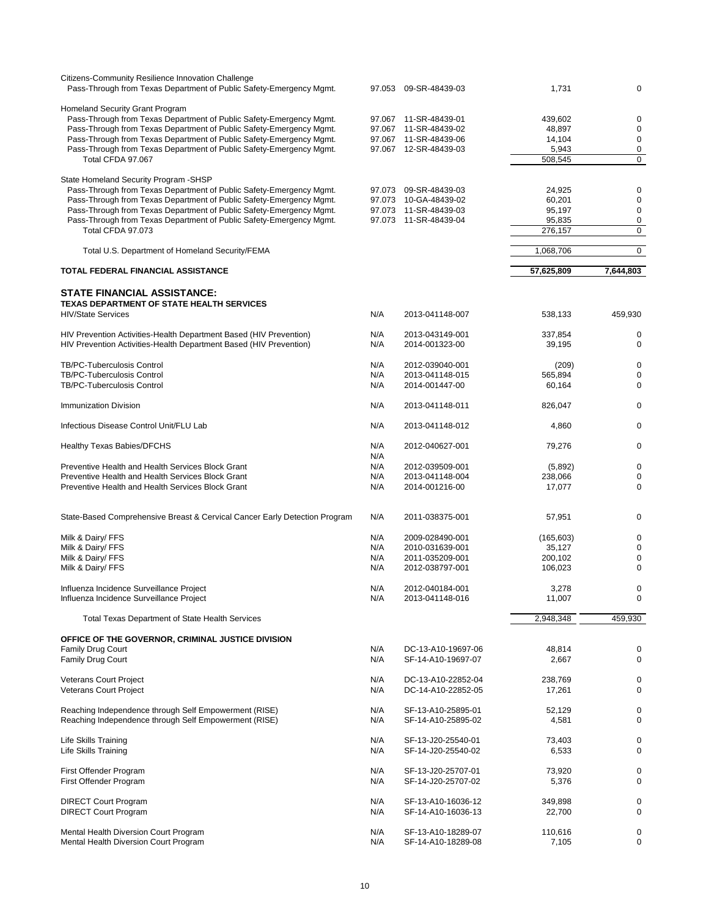| Program / Grantor | CFDA | Grant Number | Expenditures | Passed Through to Subrecipients |
|---|---|---|---|---|
| Citizens-Community Resilience Innovation Challenge | | | | |
| Pass-Through from Texas Department of Public Safety-Emergency Mgmt. | 97.053 | 09-SR-48439-03 | 1,731 | 0 |
| Homeland Security Grant Program | | | | |
| Pass-Through from Texas Department of Public Safety-Emergency Mgmt. | 97.067 | 11-SR-48439-01 | 439,602 | 0 |
| Pass-Through from Texas Department of Public Safety-Emergency Mgmt. | 97.067 | 11-SR-48439-02 | 48,897 | 0 |
| Pass-Through from Texas Department of Public Safety-Emergency Mgmt. | 97.067 | 11-SR-48439-06 | 14,104 | 0 |
| Pass-Through from Texas Department of Public Safety-Emergency Mgmt. | 97.067 | 12-SR-48439-03 | 5,943 | 0 |
| Total CFDA 97.067 | | | 508,545 | 0 |
| State Homeland Security Program -SHSP | | | | |
| Pass-Through from Texas Department of Public Safety-Emergency Mgmt. | 97.073 | 09-SR-48439-03 | 24,925 | 0 |
| Pass-Through from Texas Department of Public Safety-Emergency Mgmt. | 97.073 | 10-GA-48439-02 | 60,201 | 0 |
| Pass-Through from Texas Department of Public Safety-Emergency Mgmt. | 97.073 | 11-SR-48439-03 | 95,197 | 0 |
| Pass-Through from Texas Department of Public Safety-Emergency Mgmt. | 97.073 | 11-SR-48439-04 | 95,835 | 0 |
| Total CFDA 97.073 | | | 276,157 | 0 |
| Total U.S. Department of Homeland Security/FEMA | | | 1,068,706 | 0 |
| **TOTAL FEDERAL FINANCIAL ASSISTANCE** | | | **57,625,809** | **7,644,803** |
| **STATE FINANCIAL ASSISTANCE:** | | | | |
| **TEXAS DEPARTMENT OF STATE HEALTH SERVICES** | | | | |
| HIV/State Services | N/A | 2013-041148-007 | 538,133 | 459,930 |
| HIV Prevention Activities-Health Department Based (HIV Prevention) | N/A | 2013-043149-001 | 337,854 | 0 |
| HIV Prevention Activities-Health Department Based (HIV Prevention) | N/A | 2014-001323-00 | 39,195 | 0 |
| TB/PC-Tuberculosis Control | N/A | 2012-039040-001 | (209) | 0 |
| TB/PC-Tuberculosis Control | N/A | 2013-041148-015 | 565,894 | 0 |
| TB/PC-Tuberculosis Control | N/A | 2014-001447-00 | 60,164 | 0 |
| Immunization Division | N/A | 2013-041148-011 | 826,047 | 0 |
| Infectious Disease Control Unit/FLU Lab | N/A | 2013-041148-012 | 4,860 | 0 |
| Healthy Texas Babies/DFCHS | N/A | 2012-040627-001 | 79,276 | 0 |
| | N/A | | | |
| Preventive Health and Health Services Block Grant | N/A | 2012-039509-001 | (5,892) | 0 |
| Preventive Health and Health Services Block Grant | N/A | 2013-041148-004 | 238,066 | 0 |
| Preventive Health and Health Services Block Grant | N/A | 2014-001216-00 | 17,077 | 0 |
| State-Based Comprehensive Breast & Cervical Cancer Early Detection Program | N/A | 2011-038375-001 | 57,951 | 0 |
| Milk & Dairy/ FFS | N/A | 2009-028490-001 | (165,603) | 0 |
| Milk & Dairy/ FFS | N/A | 2010-031639-001 | 35,127 | 0 |
| Milk & Dairy/ FFS | N/A | 2011-035209-001 | 200,102 | 0 |
| Milk & Dairy/ FFS | N/A | 2012-038797-001 | 106,023 | 0 |
| Influenza Incidence Surveillance Project | N/A | 2012-040184-001 | 3,278 | 0 |
| Influenza Incidence Surveillance Project | N/A | 2013-041148-016 | 11,007 | 0 |
| Total Texas Department of State Health Services | | | 2,948,348 | 459,930 |
| **OFFICE OF THE GOVERNOR, CRIMINAL JUSTICE DIVISION** | | | | |
| Family Drug Court | N/A | DC-13-A10-19697-06 | 48,814 | 0 |
| Family Drug Court | N/A | SF-14-A10-19697-07 | 2,667 | 0 |
| Veterans Court Project | N/A | DC-13-A10-22852-04 | 238,769 | 0 |
| Veterans Court Project | N/A | DC-14-A10-22852-05 | 17,261 | 0 |
| Reaching Independence through Self Empowerment (RISE) | N/A | SF-13-A10-25895-01 | 52,129 | 0 |
| Reaching Independence through Self Empowerment (RISE) | N/A | SF-14-A10-25895-02 | 4,581 | 0 |
| Life Skills Training | N/A | SF-13-J20-25540-01 | 73,403 | 0 |
| Life Skills Training | N/A | SF-14-J20-25540-02 | 6,533 | 0 |
| First Offender Program | N/A | SF-13-J20-25707-01 | 73,920 | 0 |
| First Offender Program | N/A | SF-14-J20-25707-02 | 5,376 | 0 |
| DIRECT Court Program | N/A | SF-13-A10-16036-12 | 349,898 | 0 |
| DIRECT Court Program | N/A | SF-14-A10-16036-13 | 22,700 | 0 |
| Mental Health Diversion Court Program | N/A | SF-13-A10-18289-07 | 110,616 | 0 |
| Mental Health Diversion Court Program | N/A | SF-14-A10-18289-08 | 7,105 | 0 |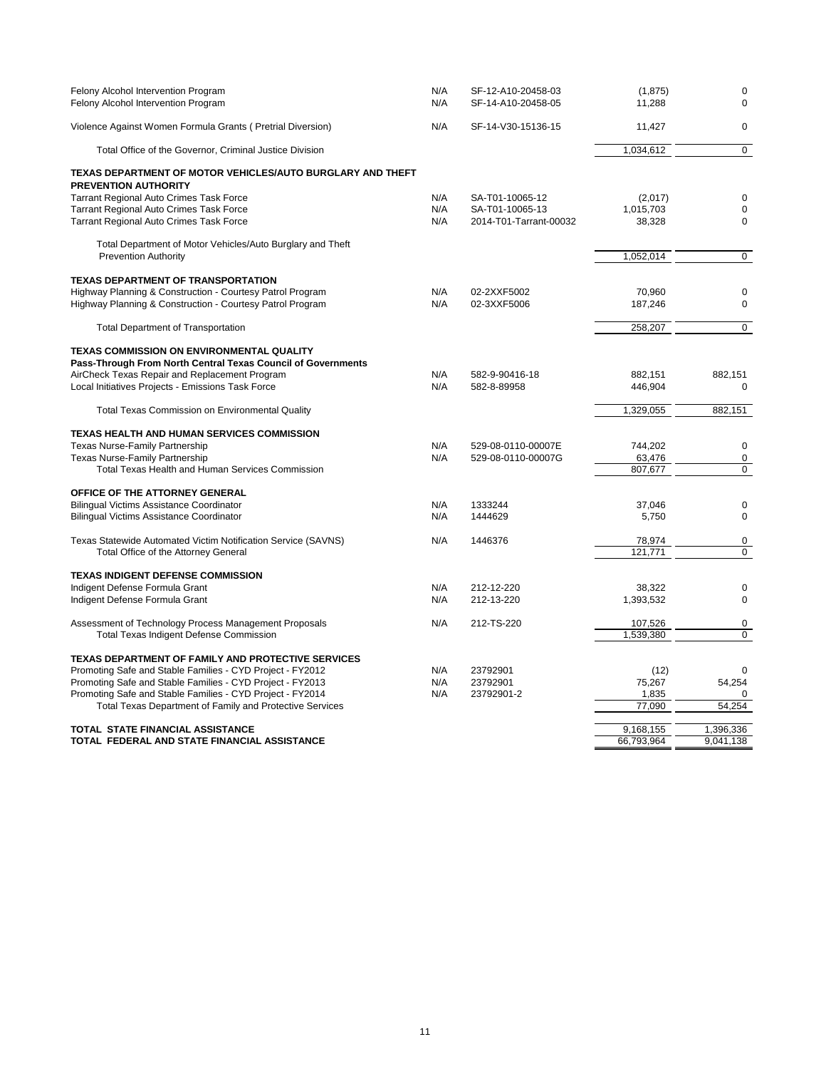| Program | | Grant Number | Expenditures | Passed Through to Subrecipients |
|---|---|---|---|---|
| Felony Alcohol Intervention Program | N/A | SF-12-A10-20458-03 | (1,875) | 0 |
| Felony Alcohol Intervention Program | N/A | SF-14-A10-20458-05 | 11,288 | 0 |
| Violence Against Women Formula Grants ( Pretrial Diversion) | N/A | SF-14-V30-15136-15 | 11,427 | 0 |
| Total Office of the Governor, Criminal Justice Division | | | 1,034,612 | 0 |
| **TEXAS DEPARTMENT OF MOTOR VEHICLES/AUTO BURGLARY AND THEFT PREVENTION AUTHORITY** | | | | |
| Tarrant Regional Auto Crimes Task Force | N/A | SA-T01-10065-12 | (2,017) | 0 |
| Tarrant Regional Auto Crimes Task Force | N/A | SA-T01-10065-13 | 1,015,703 | 0 |
| Tarrant Regional Auto Crimes Task Force | N/A | 2014-T01-Tarrant-00032 | 38,328 | 0 |
| Total Department of Motor Vehicles/Auto Burglary and Theft Prevention Authority | | | 1,052,014 | 0 |
| **TEXAS DEPARTMENT OF TRANSPORTATION** | | | | |
| Highway Planning & Construction - Courtesy Patrol Program | N/A | 02-2XXF5002 | 70,960 | 0 |
| Highway Planning & Construction - Courtesy Patrol Program | N/A | 02-3XXF5006 | 187,246 | 0 |
| Total Department of Transportation | | | 258,207 | 0 |
| **TEXAS COMMISSION ON ENVIRONMENTAL QUALITY** | | | | |
| **Pass-Through From North Central Texas Council of Governments** | | | | |
| AirCheck Texas Repair and Replacement Program | N/A | 582-9-90416-18 | 882,151 | 882,151 |
| Local Initiatives Projects - Emissions Task Force | N/A | 582-8-89958 | 446,904 | 0 |
| Total Texas Commission on Environmental Quality | | | 1,329,055 | 882,151 |
| **TEXAS HEALTH AND HUMAN SERVICES COMMISSION** | | | | |
| Texas Nurse-Family Partnership | N/A | 529-08-0110-00007E | 744,202 | 0 |
| Texas Nurse-Family Partnership | N/A | 529-08-0110-00007G | 63,476 | 0 |
| Total Texas Health and Human Services Commission | | | 807,677 | 0 |
| **OFFICE OF THE ATTORNEY GENERAL** | | | | |
| Bilingual Victims Assistance Coordinator | N/A | 1333244 | 37,046 | 0 |
| Bilingual Victims Assistance Coordinator | N/A | 1444629 | 5,750 | 0 |
| Texas Statewide Automated Victim Notification Service (SAVNS) | N/A | 1446376 | 78,974 | 0 |
| Total Office of the Attorney General | | | 121,771 | 0 |
| **TEXAS INDIGENT DEFENSE COMMISSION** | | | | |
| Indigent Defense Formula Grant | N/A | 212-12-220 | 38,322 | 0 |
| Indigent Defense Formula Grant | N/A | 212-13-220 | 1,393,532 | 0 |
| Assessment of Technology Process Management Proposals | N/A | 212-TS-220 | 107,526 | 0 |
| Total Texas Indigent Defense Commission | | | 1,539,380 | 0 |
| **TEXAS DEPARTMENT OF FAMILY AND PROTECTIVE SERVICES** | | | | |
| Promoting Safe and Stable Families - CYD Project - FY2012 | N/A | 23792901 | (12) | 0 |
| Promoting Safe and Stable Families - CYD Project - FY2013 | N/A | 23792901 | 75,267 | 54,254 |
| Promoting Safe and Stable Families - CYD Project - FY2014 | N/A | 23792901-2 | 1,835 | 0 |
| Total Texas Department of Family and Protective Services | | | 77,090 | 54,254 |
| **TOTAL STATE FINANCIAL ASSISTANCE** | | | 9,168,155 | 1,396,336 |
| **TOTAL FEDERAL AND STATE FINANCIAL ASSISTANCE** | | | 66,793,964 | 9,041,138 |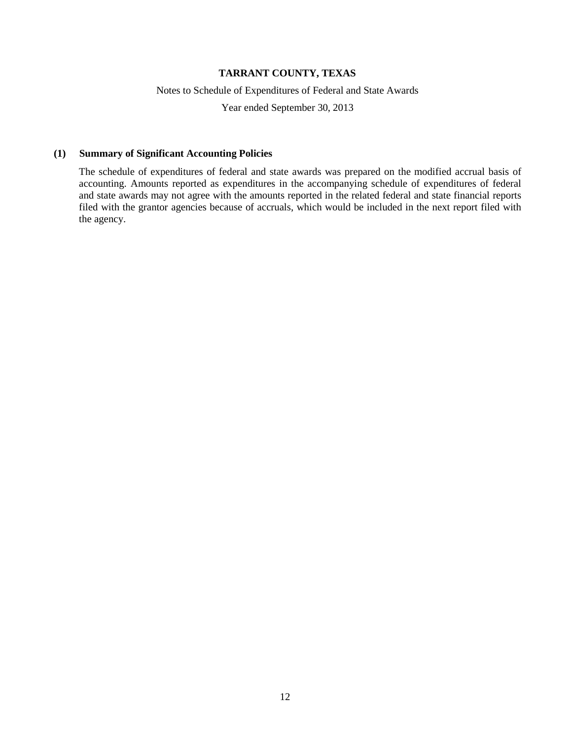# TARRANT COUNTY, TEXAS

Notes to Schedule of Expenditures of Federal and State Awards

Year ended September 30, 2013

## (1) Summary of Significant Accounting Policies

The schedule of expenditures of federal and state awards was prepared on the modified accrual basis of accounting. Amounts reported as expenditures in the accompanying schedule of expenditures of federal and state awards may not agree with the amounts reported in the related federal and state financial reports filed with the grantor agencies because of accruals, which would be included in the next report filed with the agency.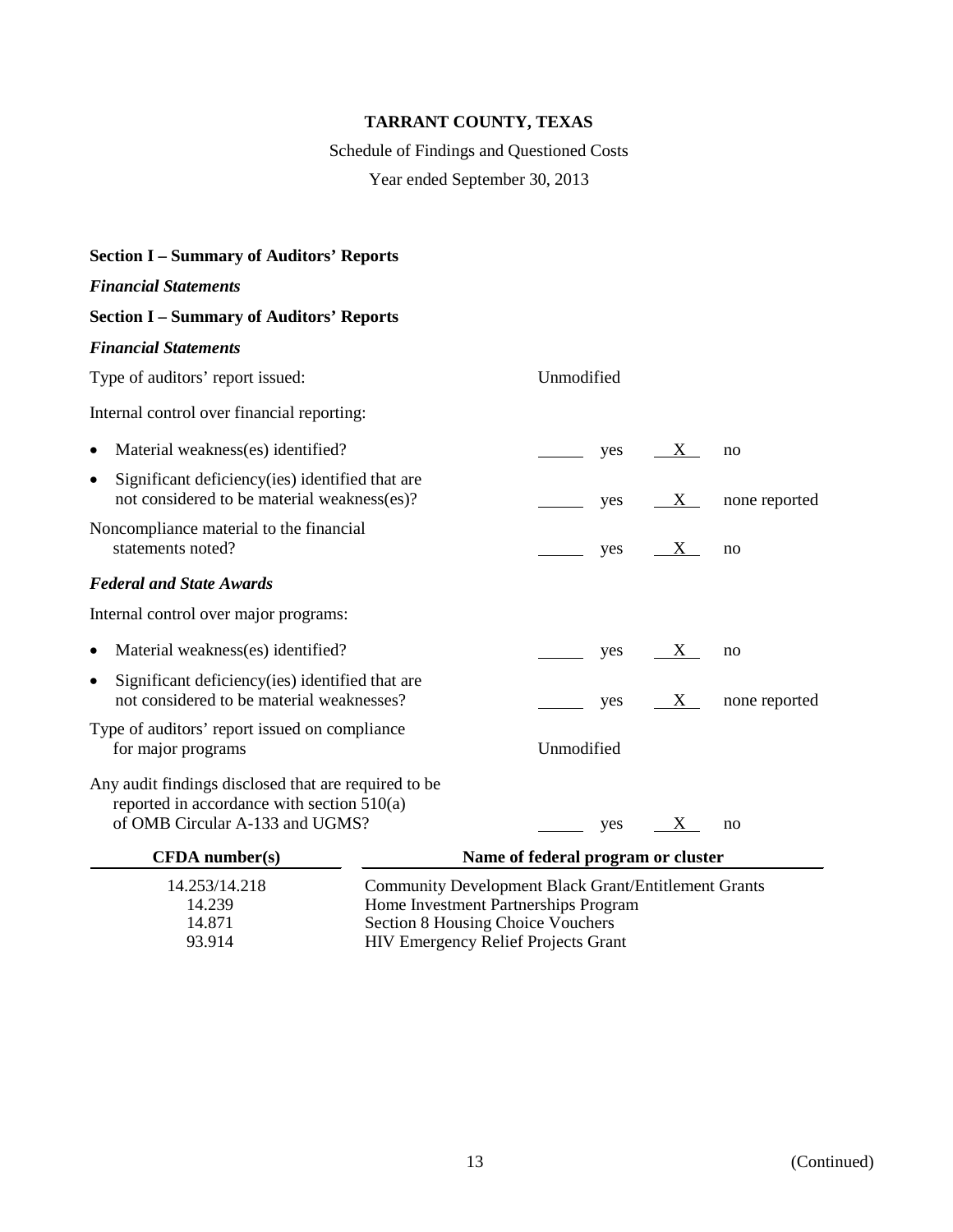**TARRANT COUNTY, TEXAS**

Schedule of Findings and Questioned Costs

Year ended September 30, 2013

**Section I – Summary of Auditors' Reports**

***Financial Statements***

**Section I – Summary of Auditors' Reports**

***Financial Statements***

Type of auditors' report issued: Unmodified

Internal control over financial reporting:

- Material weakness(es) identified? ______ yes __X__ no
- Significant deficiency(ies) identified that are not considered to be material weakness(es)? ______ yes __X__ none reported

Noncompliance material to the financial statements noted? ______ yes __X__ no

***Federal and State Awards***

Internal control over major programs:

- Material weakness(es) identified? ______ yes __X__ no
- Significant deficiency(ies) identified that are not considered to be material weaknesses? ______ yes __X__ none reported

Type of auditors' report issued on compliance for major programs: Unmodified

Any audit findings disclosed that are required to be reported in accordance with section 510(a) of OMB Circular A-133 and UGMS? ______ yes __X__ no

| CFDA number(s) | Name of federal program or cluster |
|---|---|
| 14.253/14.218 | Community Development Black Grant/Entitlement Grants |
| 14.239 | Home Investment Partnerships Program |
| 14.871 | Section 8 Housing Choice Vouchers |
| 93.914 | HIV Emergency Relief Projects Grant |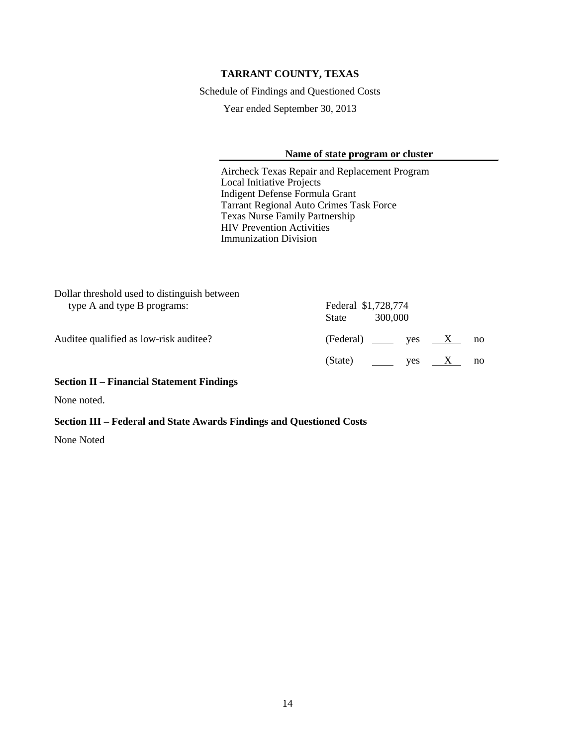**TARRANT COUNTY, TEXAS**

Schedule of Findings and Questioned Costs

Year ended September 30, 2013

| Name of state program or cluster |
| --- |
| Aircheck Texas Repair and Replacement Program |
| Local Initiative Projects |
| Indigent Defense Formula Grant |
| Tarrant Regional Auto Crimes Task Force |
| Texas Nurse Family Partnership |
| HIV Prevention Activities |
| Immunization Division |

| | | | | | |
| --- | --- | --- | --- | --- | --- |
| Dollar threshold used to distinguish between type A and type B programs: | Federal $1,728,774 | | | | |
| | State 300,000 | | | | |
| Auditee qualified as low-risk auditee? | (Federal) | ____ | yes | X | no |
| | (State) | ____ | yes | X | no |

**Section II – Financial Statement Findings**

None noted.

**Section III – Federal and State Awards Findings and Questioned Costs**

None Noted